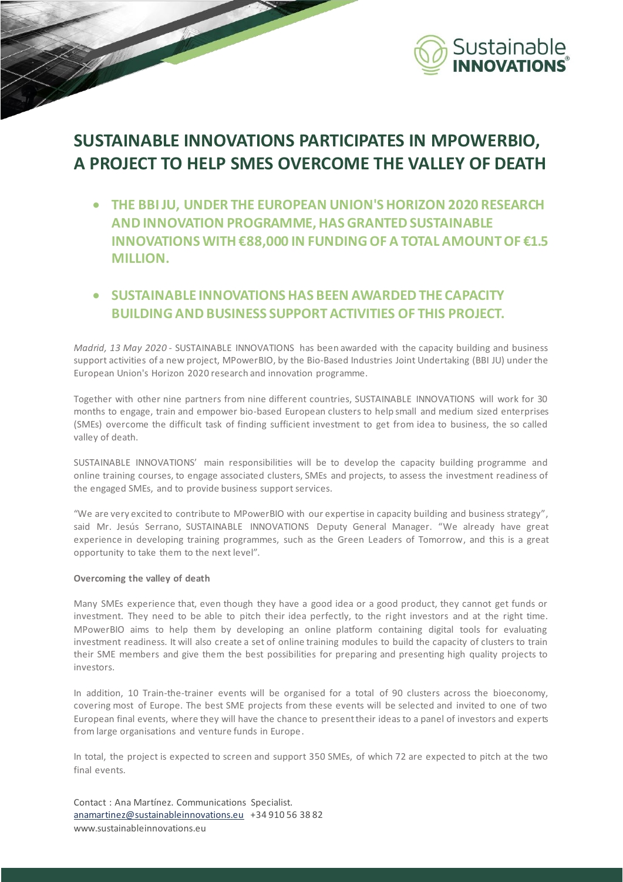# SUSTAINABLE INNOVATIONS PARTICIPATES IN MPOWERBIO, A PROJECT TO HELP SMES OVERCOME THE VALLEY OF DEATH

- **THE BBI JU, UNDER THE EUROPEAN UNION'S HORIZON 2020 RESEARCH AND INNOVATION PROGRAMME, HAS GRANTED SUSTAINABLE INNOVATIONS WITH €88,000 IN FUNDING OF A TOTAL AMOUNT OF €1.5 MILLION.**

- **SUSTAINABLE INNOVATIONS HAS BEEN AWARDED THE CAPACITY BUILDING AND BUSINESS SUPPORT ACTIVITIES OF THIS PROJECT.**

*Madrid, 13 May 2020* - SUSTAINABLE INNOVATIONS has been awarded with the capacity building and business support activities of a new project, MPowerBIO, by the Bio-Based Industries Joint Undertaking (BBI JU) under the European Union's Horizon 2020 research and innovation programme.

Together with other nine partners from nine different countries, SUSTAINABLE INNOVATIONS will work for 30 months to engage, train and empower bio-based European clusters to help small and medium sized enterprises (SMEs) overcome the difficult task of finding sufficient investment to get from idea to business, the so called valley of death.

SUSTAINABLE INNOVATIONS' main responsibilities will be to develop the capacity building programme and online training courses, to engage associated clusters, SMEs and projects, to assess the investment readiness of the engaged SMEs, and to provide business support services.

"We are very excited to contribute to MPowerBIO with our expertise in capacity building and business strategy", said Mr. Jesús Serrano, SUSTAINABLE INNOVATIONS Deputy General Manager. "We already have great experience in developing training programmes, such as the Green Leaders of Tomorrow, and this is a great opportunity to take them to the next level".

**Overcoming the valley of death**

Many SMEs experience that, even though they have a good idea or a good product, they cannot get funds or investment. They need to be able to pitch their idea perfectly, to the right investors and at the right time. MPowerBIO aims to help them by developing an online platform containing digital tools for evaluating investment readiness. It will also create a set of online training modules to build the capacity of clusters to train their SME members and give them the best possibilities for preparing and presenting high quality projects to investors.

In addition, 10 Train-the-trainer events will be organised for a total of 90 clusters across the bioeconomy, covering most of Europe. The best SME projects from these events will be selected and invited to one of two European final events, where they will have the chance to present their ideas to a panel of investors and experts from large organisations and venture funds in Europe.

In total, the project is expected to screen and support 350 SMEs, of which 72 are expected to pitch at the two final events.

Contact : Ana Martínez. Communications Specialist.
anamartinez@sustainableinnovations.eu +34 910 56 38 82
www.sustainableinnovations.eu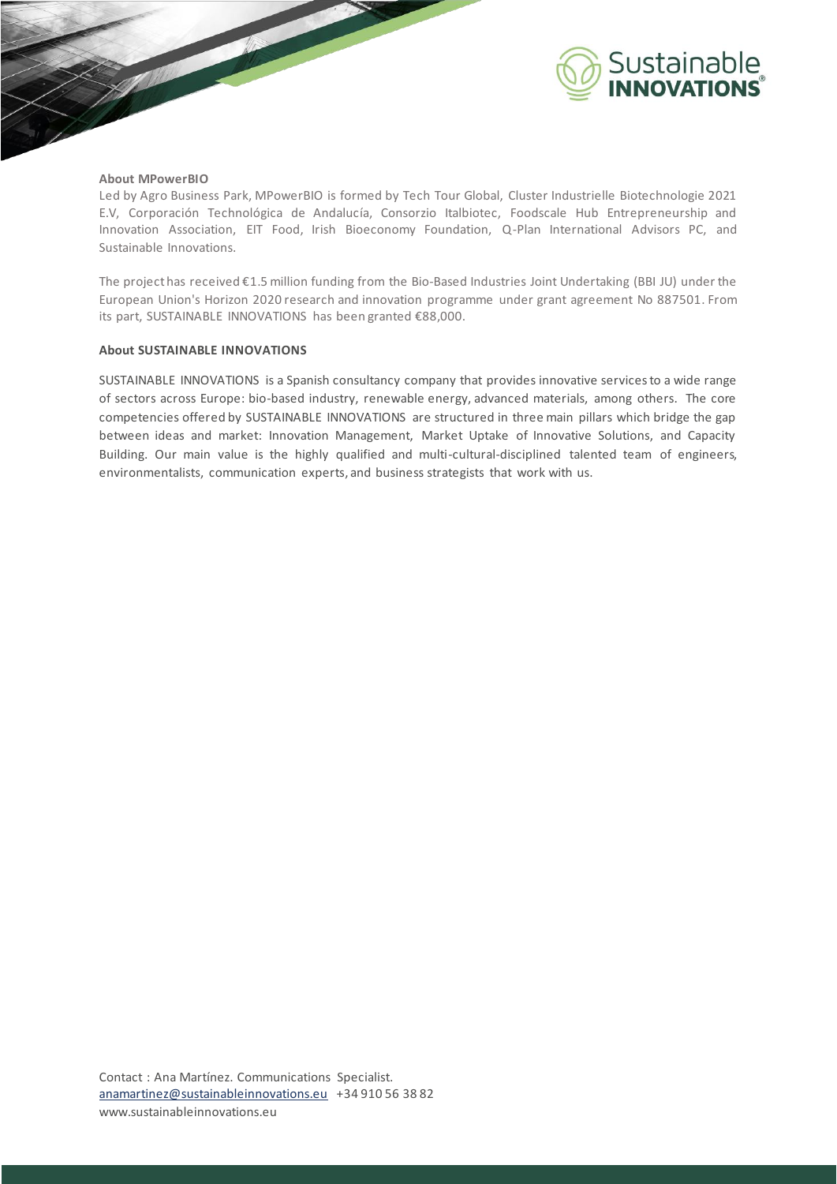**About MPowerBIO**

Led by Agro Business Park, MPowerBIO is formed by Tech Tour Global, Cluster Industrielle Biotechnologie 2021 E.V, Corporación Technológica de Andalucía, Consorzio Italbiotec, Foodscale Hub Entrepreneurship and Innovation Association, EIT Food, Irish Bioeconomy Foundation, Q-Plan International Advisors PC, and Sustainable Innovations.

The project has received €1.5 million funding from the Bio-Based Industries Joint Undertaking (BBI JU) under the European Union's Horizon 2020 research and innovation programme under grant agreement No 887501. From its part, SUSTAINABLE INNOVATIONS has been granted €88,000.

**About SUSTAINABLE INNOVATIONS**

SUSTAINABLE INNOVATIONS is a Spanish consultancy company that provides innovative services to a wide range of sectors across Europe: bio-based industry, renewable energy, advanced materials, among others. The core competencies offered by SUSTAINABLE INNOVATIONS are structured in three main pillars which bridge the gap between ideas and market: Innovation Management, Market Uptake of Innovative Solutions, and Capacity Building. Our main value is the highly qualified and multi-cultural-disciplined talented team of engineers, environmentalists, communication experts, and business strategists that work with us.

Contact : Ana Martínez. Communications Specialist.
anamartinez@sustainableinnovations.eu +34 910 56 38 82
www.sustainableinnovations.eu